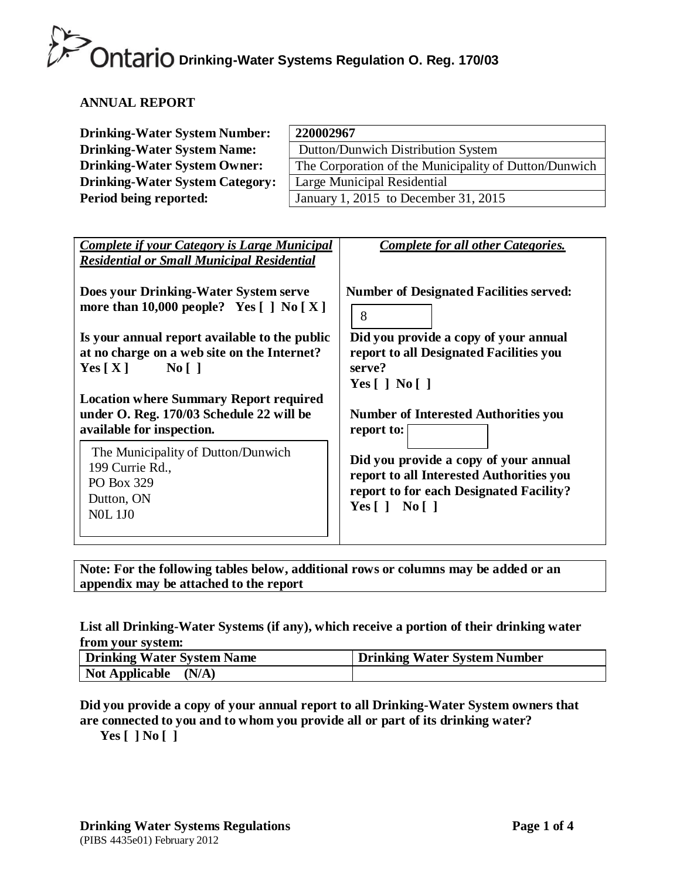# Ontario Drinking-Water Systems Regulation O. Reg. 170/03

## ANNUAL REPORT

| | |
|---|---|
| **Drinking-Water System Number:** | **220002967** |
| **Drinking-Water System Name:** | Dutton/Dunwich Distribution System |
| **Drinking-Water System Owner:** | The Corporation of the Municipality of Dutton/Dunwich |
| **Drinking-Water System Category:** | Large Municipal Residential |
| **Period being reported:** | January 1, 2015 to December 31, 2015 |

| ***Complete if your Category is Large Municipal Residential or Small Municipal Residential*** | ***Complete for all other Categories.*** |
|---|---|
| **Does your Drinking-Water System serve more than 10,000 people? Yes [ ] No [ X ]** | **Number of Designated Facilities served:** 8 |
| **Is your annual report available to the public at no charge on a web site on the Internet? Yes [ X ] No [ ]** | **Did you provide a copy of your annual report to all Designated Facilities you serve? Yes [ ] No [ ]** |
| **Location where Summary Report required under O. Reg. 170/03 Schedule 22 will be available for inspection.** | **Number of Interested Authorities you report to:** |
| The Municipality of Dutton/Dunwich<br>199 Currie Rd.,<br>PO Box 329<br>Dutton, ON<br>N0L 1J0 | **Did you provide a copy of your annual report to all Interested Authorities you report to for each Designated Facility? Yes [ ] No [ ]** |

**Note: For the following tables below, additional rows or columns may be added or an appendix may be attached to the report**

**List all Drinking-Water Systems (if any), which receive a portion of their drinking water from your system:**

| Drinking Water System Name | Drinking Water System Number |
|---|---|
| Not Applicable (N/A) | |

**Did you provide a copy of your annual report to all Drinking-Water System owners that are connected to you and to whom you provide all or part of its drinking water?**
**Yes [ ] No [ ]**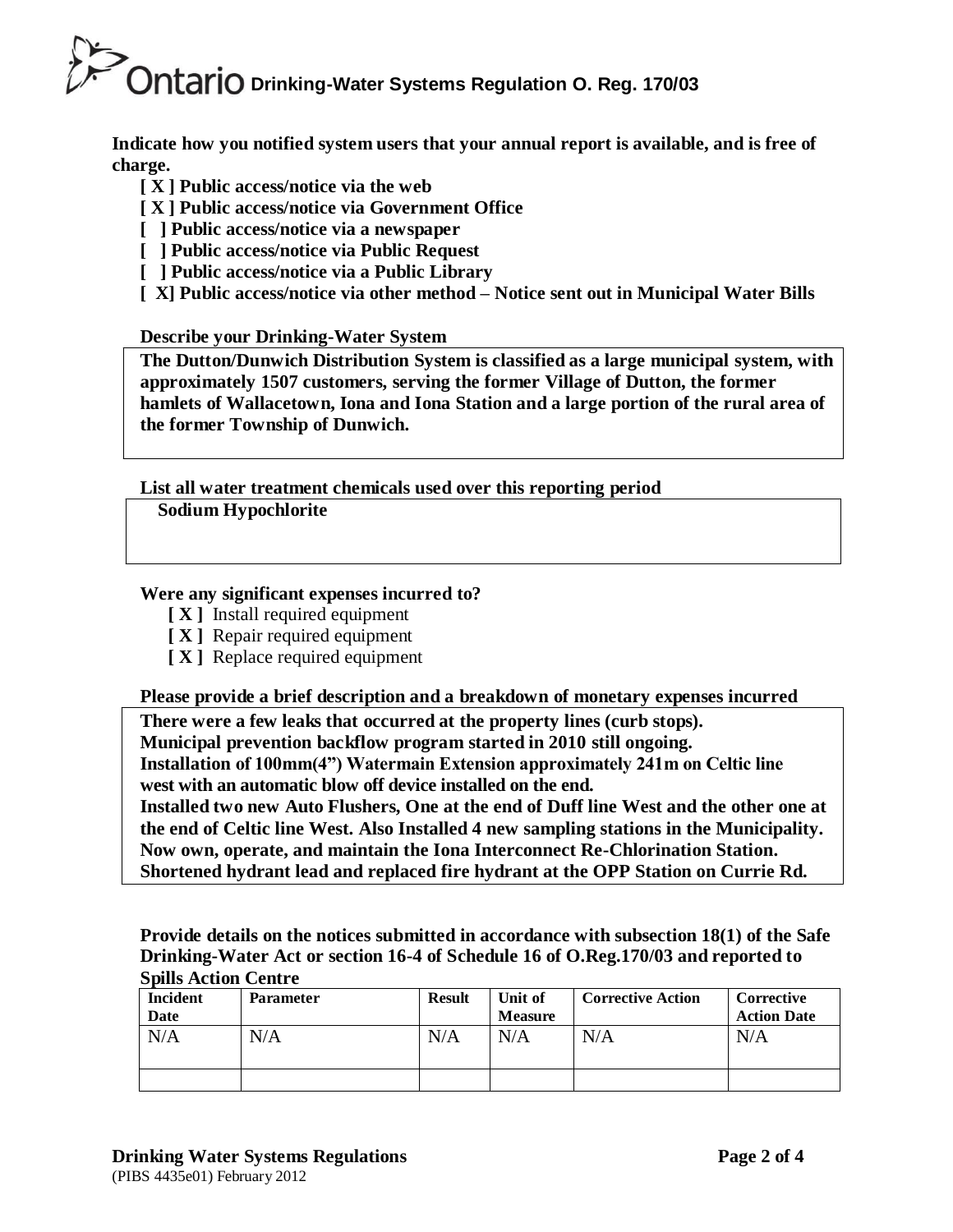**Indicate how you notified system users that your annual report is available, and is free of charge.**

- **[ X ] Public access/notice via the web**
- **[ X ] Public access/notice via Government Office**
- **[ ] Public access/notice via a newspaper**
- **[ ] Public access/notice via Public Request**
- **[ ] Public access/notice via a Public Library**
- **[ X] Public access/notice via other method – Notice sent out in Municipal Water Bills**

**Describe your Drinking-Water System**

**The Dutton/Dunwich Distribution System is classified as a large municipal system, with approximately 1507 customers, serving the former Village of Dutton, the former hamlets of Wallacetown, Iona and Iona Station and a large portion of the rural area of the former Township of Dunwich.**

**List all water treatment chemicals used over this reporting period**

**Sodium Hypochlorite**

**Were any significant expenses incurred to?**

- **[ X ]** Install required equipment
- **[ X ]** Repair required equipment
- **[ X ]** Replace required equipment

**Please provide a brief description and a breakdown of monetary expenses incurred**

**There were a few leaks that occurred at the property lines (curb stops).**
**Municipal prevention backflow program started in 2010 still ongoing.**
**Installation of 100mm(4") Watermain Extension approximately 241m on Celtic line west with an automatic blow off device installed on the end.**
**Installed two new Auto Flushers, One at the end of Duff line West and the other one at the end of Celtic line West. Also Installed 4 new sampling stations in the Municipality.**
**Now own, operate, and maintain the Iona Interconnect Re-Chlorination Station.**
**Shortened hydrant lead and replaced fire hydrant at the OPP Station on Currie Rd.**

**Provide details on the notices submitted in accordance with subsection 18(1) of the Safe Drinking-Water Act or section 16-4 of Schedule 16 of O.Reg.170/03 and reported to Spills Action Centre**

| Incident Date | Parameter | Result | Unit of Measure | Corrective Action | Corrective Action Date |
|---|---|---|---|---|---|
| N/A | N/A | N/A | N/A | N/A | N/A |
| | | | | | |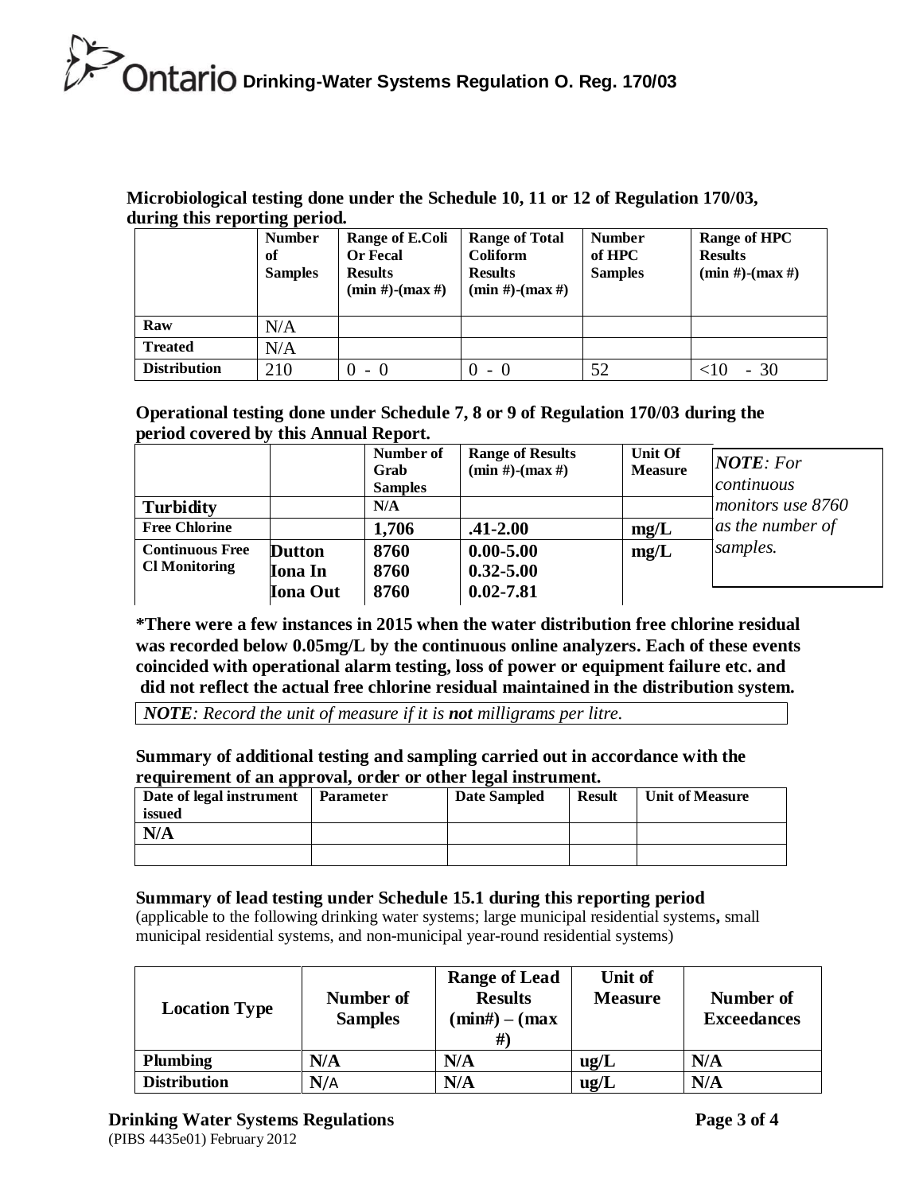**Microbiological testing done under the Schedule 10, 11 or 12 of Regulation 170/03, during this reporting period.**

| | Number of Samples | Range of E.Coli Or Fecal Results (min #)-(max #) | Range of Total Coliform Results (min #)-(max #) | Number of HPC Samples | Range of HPC Results (min #)-(max #) |
|---|---|---|---|---|---|
| **Raw** | N/A | | | | |
| **Treated** | N/A | | | | |
| **Distribution** | 210 | 0 - 0 | 0 - 0 | 52 | <10 - 30 |

**Operational testing done under Schedule 7, 8 or 9 of Regulation 170/03 during the period covered by this Annual Report.**

| | | Number of Grab Samples | Range of Results (min #)-(max #) | Unit Of Measure |
|---|---|---|---|---|
| **Turbidity** | | N/A | | |
| **Free Chlorine** | | 1,706 | .41-2.00 | mg/L |
| **Continuous Free Cl Monitoring** | **Dutton** | 8760 | 0.00-5.00 | mg/L |
| | **Iona In** | 8760 | 0.32-5.00 | |
| | **Iona Out** | 8760 | 0.02-7.81 | |

*NOTE: For continuous monitors use 8760 as the number of samples.*

**\*There were a few instances in 2015 when the water distribution free chlorine residual was recorded below 0.05mg/L by the continuous online analyzers. Each of these events coincided with operational alarm testing, loss of power or equipment failure etc. and did not reflect the actual free chlorine residual maintained in the distribution system.**

*NOTE: Record the unit of measure if it is **not** milligrams per litre.*

**Summary of additional testing and sampling carried out in accordance with the requirement of an approval, order or other legal instrument.**

| Date of legal instrument issued | Parameter | Date Sampled | Result | Unit of Measure |
|---|---|---|---|---|
| **N/A** | | | | |
| | | | | |

**Summary of lead testing under Schedule 15.1 during this reporting period**
(applicable to the following drinking water systems; large municipal residential systems, small municipal residential systems, and non-municipal year-round residential systems)

| Location Type | Number of Samples | Range of Lead Results (min#) – (max #) | Unit of Measure | Number of Exceedances |
|---|---|---|---|---|
| **Plumbing** | N/A | N/A | ug/L | N/A |
| **Distribution** | N/A | N/A | ug/L | N/A |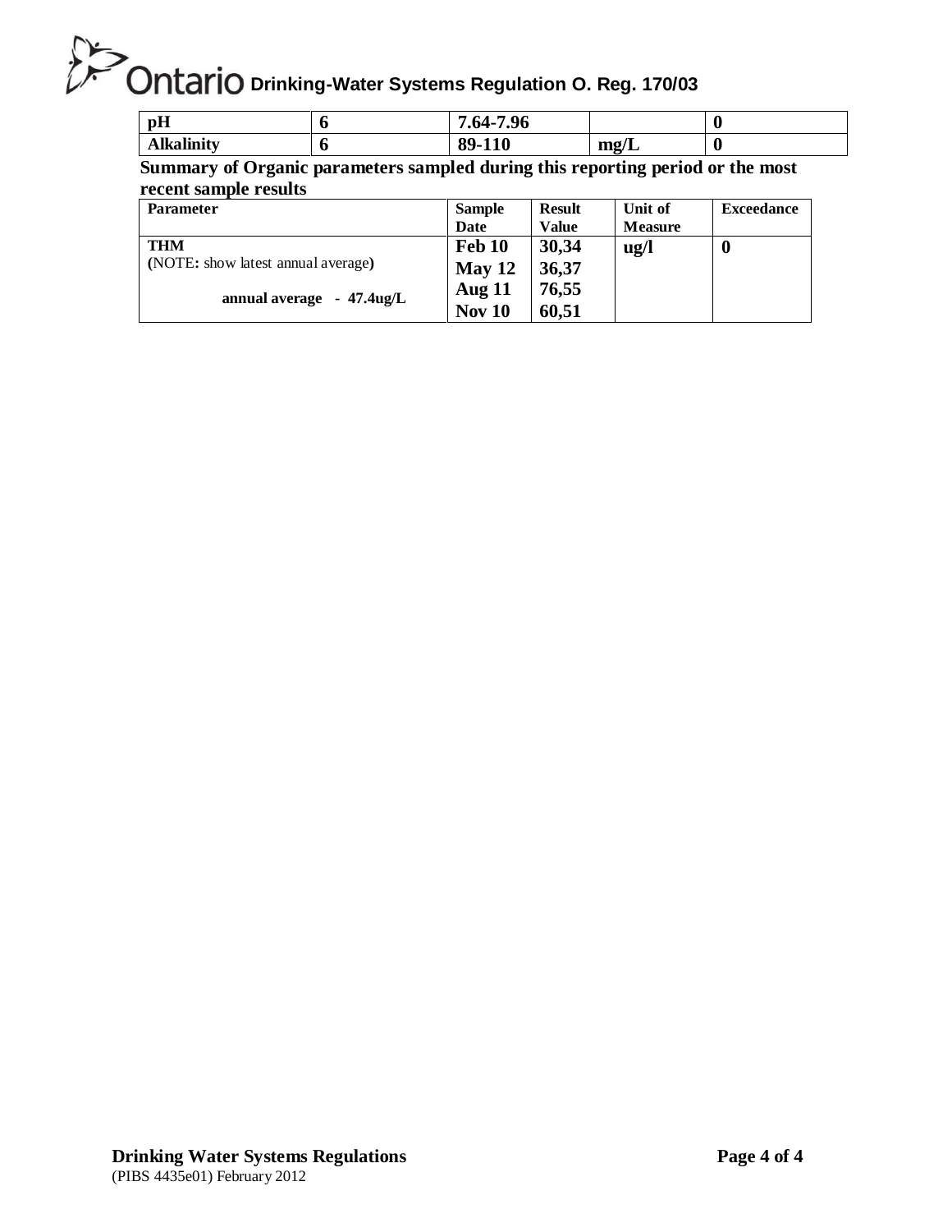| | | | | |
|---|---|---|---|---|
| **pH** | **6** | **7.64-7.96** | | **0** |
| **Alkalinity** | **6** | **89-110** | **mg/L** | **0** |

**Summary of Organic parameters sampled during this reporting period or the most recent sample results**

| Parameter | Sample Date | Result Value | Unit of Measure | Exceedance |
|---|---|---|---|---|
| **THM** (**NOTE:** show latest annual average) **annual average - 47.4ug/L** | **Feb 10** **May 12** **Aug 11** **Nov 10** | **30,34** **36,37** **76,55** **60,51** | **ug/l** | **0** |